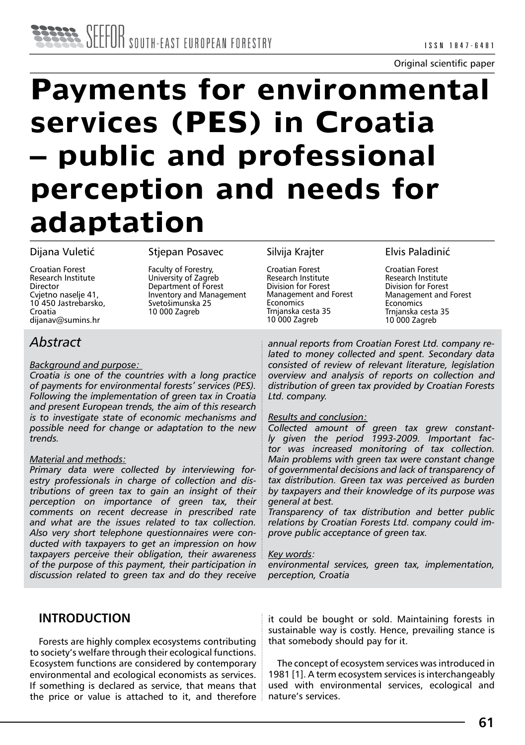Original scientific paper

# Payments for environmental services (PES) in Croatia – public and professional perception and needs for adaptation

**Dijana Vuletić**
Croatian Forest Research Institute
Director
Cvjetno naselje 41,
10 450 Jastrebarsko,
Croatia
dijanav@sumins.hr

**Stjepan Posavec**
Faculty of Forestry,
University of Zagreb
Department of Forest Inventory and Management
Svetošimunska 25
10 000 Zagreb

**Silvija Krajter**
Croatian Forest Research Institute
Division for Forest Management and Forest Economics
Trnjanska cesta 35
10 000 Zagreb

**Elvis Paladinić**
Croatian Forest Research Institute
Division for Forest Management and Forest Economics
Trnjanska cesta 35
10 000 Zagreb

## *Abstract*

*Background and purpose:*
*Croatia is one of the countries with a long practice of payments for environmental forests' services (PES). Following the implementation of green tax in Croatia and present European trends, the aim of this research is to investigate state of economic mechanisms and possible need for change or adaptation to the new trends.*

*Material and methods:*
*Primary data were collected by interviewing forestry professionals in charge of collection and distributions of green tax to gain an insight of their perception on importance of green tax, their comments on recent decrease in prescribed rate and what are the issues related to tax collection. Also very short telephone questionnaires were conducted with taxpayers to get an impression on how taxpayers perceive their obligation, their awareness of the purpose of this payment, their participation in discussion related to green tax and do they receive annual reports from Croatian Forest Ltd. company related to money collected and spent. Secondary data consisted of review of relevant literature, legislation overview and analysis of reports on collection and distribution of green tax provided by Croatian Forests Ltd. company.*

*Results and conclusion:*
*Collected amount of green tax grew constantly given the period 1993-2009. Important factor was increased monitoring of tax collection. Main problems with green tax were constant change of governmental decisions and lack of transparency of tax distribution. Green tax was perceived as burden by taxpayers and their knowledge of its purpose was general at best.*
*Transparency of tax distribution and better public relations by Croatian Forests Ltd. company could improve public acceptance of green tax.*

*Key words:*
*environmental services, green tax, implementation, perception, Croatia*

## INTRODUCTION

Forests are highly complex ecosystems contributing to society's welfare through their ecological functions. Ecosystem functions are considered by contemporary environmental and ecological economists as services. If something is declared as service, that means that the price or value is attached to it, and therefore it could be bought or sold. Maintaining forests in sustainable way is costly. Hence, prevailing stance is that somebody should pay for it.

The concept of ecosystem services was introduced in 1981 [1]. A term ecosystem services is interchangeably used with environmental services, ecological and nature's services.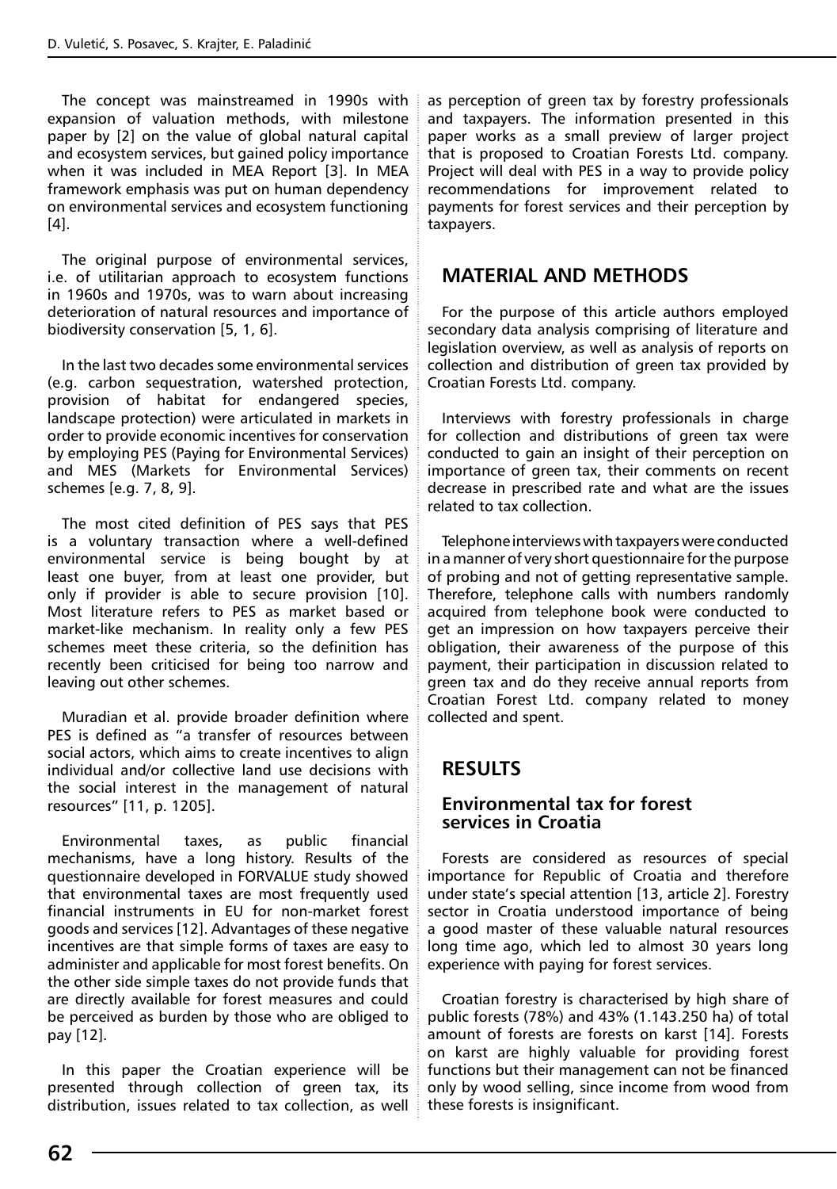The concept was mainstreamed in 1990s with expansion of valuation methods, with milestone paper by [2] on the value of global natural capital and ecosystem services, but gained policy importance when it was included in MEA Report [3]. In MEA framework emphasis was put on human dependency on environmental services and ecosystem functioning [4].

The original purpose of environmental services, i.e. of utilitarian approach to ecosystem functions in 1960s and 1970s, was to warn about increasing deterioration of natural resources and importance of biodiversity conservation [5, 1, 6].

In the last two decades some environmental services (e.g. carbon sequestration, watershed protection, provision of habitat for endangered species, landscape protection) were articulated in markets in order to provide economic incentives for conservation by employing PES (Paying for Environmental Services) and MES (Markets for Environmental Services) schemes [e.g. 7, 8, 9].

The most cited definition of PES says that PES is a voluntary transaction where a well-defined environmental service is being bought by at least one buyer, from at least one provider, but only if provider is able to secure provision [10]. Most literature refers to PES as market based or market-like mechanism. In reality only a few PES schemes meet these criteria, so the definition has recently been criticised for being too narrow and leaving out other schemes.

Muradian et al. provide broader definition where PES is defined as "a transfer of resources between social actors, which aims to create incentives to align individual and/or collective land use decisions with the social interest in the management of natural resources" [11, p. 1205].

Environmental taxes, as public financial mechanisms, have a long history. Results of the questionnaire developed in FORVALUE study showed that environmental taxes are most frequently used financial instruments in EU for non-market forest goods and services [12]. Advantages of these negative incentives are that simple forms of taxes are easy to administer and applicable for most forest benefits. On the other side simple taxes do not provide funds that are directly available for forest measures and could be perceived as burden by those who are obliged to pay [12].

In this paper the Croatian experience will be presented through collection of green tax, its distribution, issues related to tax collection, as well as perception of green tax by forestry professionals and taxpayers. The information presented in this paper works as a small preview of larger project that is proposed to Croatian Forests Ltd. company. Project will deal with PES in a way to provide policy recommendations for improvement related to payments for forest services and their perception by taxpayers.

## MATERIAL AND METHODS

For the purpose of this article authors employed secondary data analysis comprising of literature and legislation overview, as well as analysis of reports on collection and distribution of green tax provided by Croatian Forests Ltd. company.

Interviews with forestry professionals in charge for collection and distributions of green tax were conducted to gain an insight of their perception on importance of green tax, their comments on recent decrease in prescribed rate and what are the issues related to tax collection.

Telephone interviews with taxpayers were conducted in a manner of very short questionnaire for the purpose of probing and not of getting representative sample. Therefore, telephone calls with numbers randomly acquired from telephone book were conducted to get an impression on how taxpayers perceive their obligation, their awareness of the purpose of this payment, their participation in discussion related to green tax and do they receive annual reports from Croatian Forest Ltd. company related to money collected and spent.

## RESULTS

### Environmental tax for forest services in Croatia

Forests are considered as resources of special importance for Republic of Croatia and therefore under state's special attention [13, article 2]. Forestry sector in Croatia understood importance of being a good master of these valuable natural resources long time ago, which led to almost 30 years long experience with paying for forest services.

Croatian forestry is characterised by high share of public forests (78%) and 43% (1.143.250 ha) of total amount of forests are forests on karst [14]. Forests on karst are highly valuable for providing forest functions but their management can not be financed only by wood selling, since income from wood from these forests is insignificant.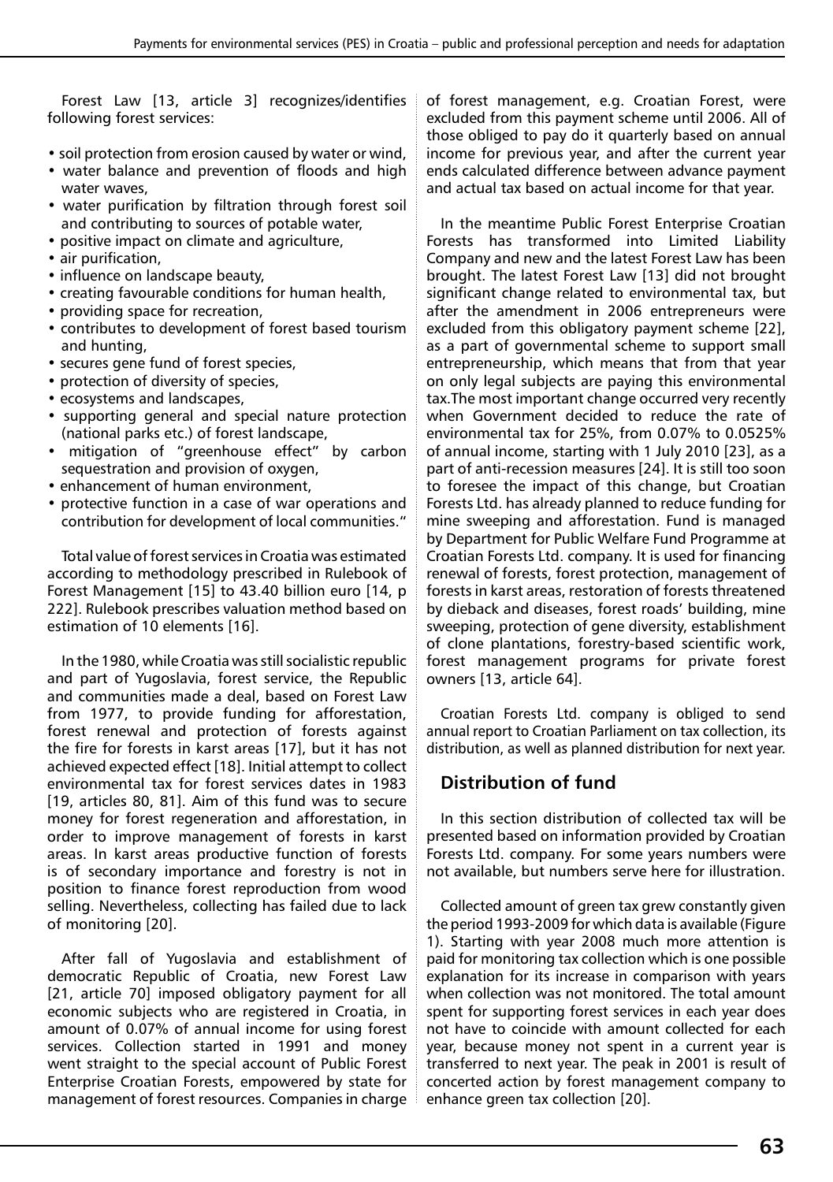Forest Law [13, article 3] recognizes/identifies following forest services:

- soil protection from erosion caused by water or wind,
- water balance and prevention of floods and high water waves,
- water purification by filtration through forest soil and contributing to sources of potable water,
- positive impact on climate and agriculture,
- air purification,
- influence on landscape beauty,
- creating favourable conditions for human health,
- providing space for recreation,
- contributes to development of forest based tourism and hunting,
- secures gene fund of forest species,
- protection of diversity of species,
- ecosystems and landscapes,
- supporting general and special nature protection (national parks etc.) of forest landscape,
- mitigation of "greenhouse effect" by carbon sequestration and provision of oxygen,
- enhancement of human environment,
- protective function in a case of war operations and contribution for development of local communities."

Total value of forest services in Croatia was estimated according to methodology prescribed in Rulebook of Forest Management [15] to 43.40 billion euro [14, p 222]. Rulebook prescribes valuation method based on estimation of 10 elements [16].

In the 1980, while Croatia was still socialistic republic and part of Yugoslavia, forest service, the Republic and communities made a deal, based on Forest Law from 1977, to provide funding for afforestation, forest renewal and protection of forests against the fire for forests in karst areas [17], but it has not achieved expected effect [18]. Initial attempt to collect environmental tax for forest services dates in 1983 [19, articles 80, 81]. Aim of this fund was to secure money for forest regeneration and afforestation, in order to improve management of forests in karst areas. In karst areas productive function of forests is of secondary importance and forestry is not in position to finance forest reproduction from wood selling. Nevertheless, collecting has failed due to lack of monitoring [20].

After fall of Yugoslavia and establishment of democratic Republic of Croatia, new Forest Law [21, article 70] imposed obligatory payment for all economic subjects who are registered in Croatia, in amount of 0.07% of annual income for using forest services. Collection started in 1991 and money went straight to the special account of Public Forest Enterprise Croatian Forests, empowered by state for management of forest resources. Companies in charge of forest management, e.g. Croatian Forest, were excluded from this payment scheme until 2006. All of those obliged to pay do it quarterly based on annual income for previous year, and after the current year ends calculated difference between advance payment and actual tax based on actual income for that year.

In the meantime Public Forest Enterprise Croatian Forests has transformed into Limited Liability Company and new and the latest Forest Law has been brought. The latest Forest Law [13] did not brought significant change related to environmental tax, but after the amendment in 2006 entrepreneurs were excluded from this obligatory payment scheme [22], as a part of governmental scheme to support small entrepreneurship, which means that from that year on only legal subjects are paying this environmental tax.The most important change occurred very recently when Government decided to reduce the rate of environmental tax for 25%, from 0.07% to 0.0525% of annual income, starting with 1 July 2010 [23], as a part of anti-recession measures [24]. It is still too soon to foresee the impact of this change, but Croatian Forests Ltd. has already planned to reduce funding for mine sweeping and afforestation. Fund is managed by Department for Public Welfare Fund Programme at Croatian Forests Ltd. company. It is used for financing renewal of forests, forest protection, management of forests in karst areas, restoration of forests threatened by dieback and diseases, forest roads' building, mine sweeping, protection of gene diversity, establishment of clone plantations, forestry-based scientific work, forest management programs for private forest owners [13, article 64].

Croatian Forests Ltd. company is obliged to send annual report to Croatian Parliament on tax collection, its distribution, as well as planned distribution for next year.

## Distribution of fund

In this section distribution of collected tax will be presented based on information provided by Croatian Forests Ltd. company. For some years numbers were not available, but numbers serve here for illustration.

Collected amount of green tax grew constantly given the period 1993-2009 for which data is available (Figure 1). Starting with year 2008 much more attention is paid for monitoring tax collection which is one possible explanation for its increase in comparison with years when collection was not monitored. The total amount spent for supporting forest services in each year does not have to coincide with amount collected for each year, because money not spent in a current year is transferred to next year. The peak in 2001 is result of concerted action by forest management company to enhance green tax collection [20].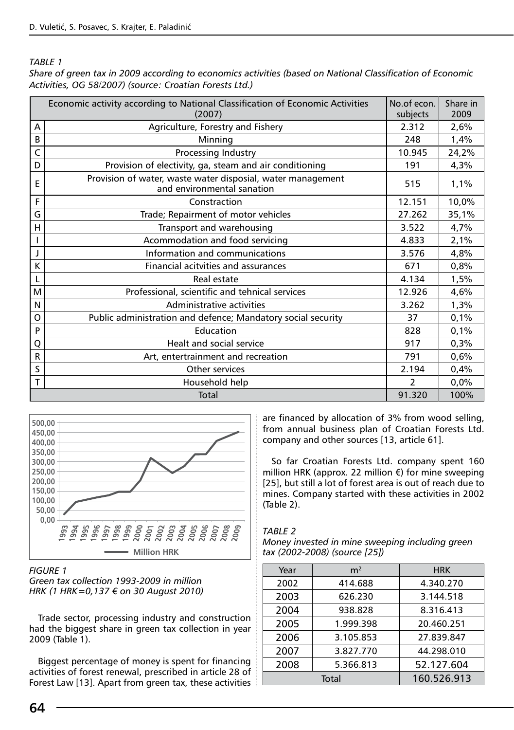*TABLE 1*

*Share of green tax in 2009 according to economics activities (based on National Classification of Economic Activities, OG 58/2007) (source: Croatian Forests Ltd.)*

| | Economic activity according to National Classification of Economic Activities (2007) | No.of econ. subjects | Share in 2009 |
|---|---|---|---|
| A | Agriculture, Forestry and Fishery | 2.312 | 2,6% |
| B | Minning | 248 | 1,4% |
| C | Processing Industry | 10.945 | 24,2% |
| D | Provision of electivity, ga, steam and air conditioning | 191 | 4,3% |
| E | Provision of water, waste water disposial, water management and environmental sanation | 515 | 1,1% |
| F | Constraction | 12.151 | 10,0% |
| G | Trade; Repairment of motor vehicles | 27.262 | 35,1% |
| H | Transport and warehousing | 3.522 | 4,7% |
| I | Acommodation and food servicing | 4.833 | 2,1% |
| J | Information and communications | 3.576 | 4,8% |
| K | Financial acitvities and assurances | 671 | 0,8% |
| L | Real estate | 4.134 | 1,5% |
| M | Professional, scientific and tehnical services | 12.926 | 4,6% |
| N | Administrative activities | 3.262 | 1,3% |
| O | Public administration and defence; Mandatory social security | 37 | 0,1% |
| P | Education | 828 | 0,1% |
| Q | Healt and social service | 917 | 0,3% |
| R | Art, entertrainment and recreation | 791 | 0,6% |
| S | Other services | 2.194 | 0,4% |
| T | Household help | 2 | 0,0% |
| | Total | 91.320 | 100% |

*FIGURE 1*
*Green tax collection 1993-2009 in million HRK (1 HRK=0,137 € on 30 August 2010)*

Trade sector, processing industry and construction had the biggest share in green tax collection in year 2009 (Table 1).

Biggest percentage of money is spent for financing activities of forest renewal, prescribed in article 28 of Forest Law [13]. Apart from green tax, these activities are financed by allocation of 3% from wood selling, from annual business plan of Croatian Forests Ltd. company and other sources [13, article 61].

So far Croatian Forests Ltd. company spent 160 million HRK (approx. 22 million €) for mine sweeping [25], but still a lot of forest area is out of reach due to mines. Company started with these activities in 2002 (Table 2).

*TABLE 2*
*Money invested in mine sweeping including green tax (2002-2008) (source [25])*

| Year | $m^2$ | HRK |
|---|---|---|
| 2002 | 414.688 | 4.340.270 |
| 2003 | 626.230 | 3.144.518 |
| 2004 | 938.828 | 8.316.413 |
| 2005 | 1.999.398 | 20.460.251 |
| 2006 | 3.105.853 | 27.839.847 |
| 2007 | 3.827.770 | 44.298.010 |
| 2008 | 5.366.813 | 52.127.604 |
| Total | | 160.526.913 |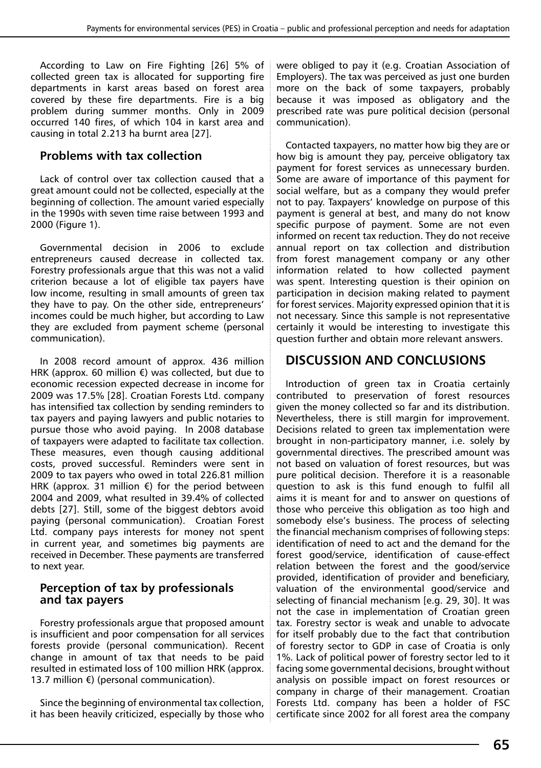According to Law on Fire Fighting [26] 5% of collected green tax is allocated for supporting fire departments in karst areas based on forest area covered by these fire departments. Fire is a big problem during summer months. Only in 2009 occurred 140 fires, of which 104 in karst area and causing in total 2.213 ha burnt area [27].

### Problems with tax collection

Lack of control over tax collection caused that a great amount could not be collected, especially at the beginning of collection. The amount varied especially in the 1990s with seven time raise between 1993 and 2000 (Figure 1).

Governmental decision in 2006 to exclude entrepreneurs caused decrease in collected tax. Forestry professionals argue that this was not a valid criterion because a lot of eligible tax payers have low income, resulting in small amounts of green tax they have to pay. On the other side, entrepreneurs' incomes could be much higher, but according to Law they are excluded from payment scheme (personal communication).

In 2008 record amount of approx. 436 million HRK (approx. 60 million €) was collected, but due to economic recession expected decrease in income for 2009 was 17.5% [28]. Croatian Forests Ltd. company has intensified tax collection by sending reminders to tax payers and paying lawyers and public notaries to pursue those who avoid paying. In 2008 database of taxpayers were adapted to facilitate tax collection. These measures, even though causing additional costs, proved successful. Reminders were sent in 2009 to tax payers who owed in total 226.81 million HRK (approx. 31 million €) for the period between 2004 and 2009, what resulted in 39.4% of collected debts [27]. Still, some of the biggest debtors avoid paying (personal communication). Croatian Forest Ltd. company pays interests for money not spent in current year, and sometimes big payments are received in December. These payments are transferred to next year.

### Perception of tax by professionals and tax payers

Forestry professionals argue that proposed amount is insufficient and poor compensation for all services forests provide (personal communication). Recent change in amount of tax that needs to be paid resulted in estimated loss of 100 million HRK (approx. 13.7 million €) (personal communication).

Since the beginning of environmental tax collection, it has been heavily criticized, especially by those who were obliged to pay it (e.g. Croatian Association of Employers). The tax was perceived as just one burden more on the back of some taxpayers, probably because it was imposed as obligatory and the prescribed rate was pure political decision (personal communication).

Contacted taxpayers, no matter how big they are or how big is amount they pay, perceive obligatory tax payment for forest services as unnecessary burden. Some are aware of importance of this payment for social welfare, but as a company they would prefer not to pay. Taxpayers' knowledge on purpose of this payment is general at best, and many do not know specific purpose of payment. Some are not even informed on recent tax reduction. They do not receive annual report on tax collection and distribution from forest management company or any other information related to how collected payment was spent. Interesting question is their opinion on participation in decision making related to payment for forest services. Majority expressed opinion that it is not necessary. Since this sample is not representative certainly it would be interesting to investigate this question further and obtain more relevant answers.

## DISCUSSION AND CONCLUSIONS

Introduction of green tax in Croatia certainly contributed to preservation of forest resources given the money collected so far and its distribution. Nevertheless, there is still margin for improvement. Decisions related to green tax implementation were brought in non-participatory manner, i.e. solely by governmental directives. The prescribed amount was not based on valuation of forest resources, but was pure political decision. Therefore it is a reasonable question to ask is this fund enough to fulfil all aims it is meant for and to answer on questions of those who perceive this obligation as too high and somebody else's business. The process of selecting the financial mechanism comprises of following steps: identification of need to act and the demand for the forest good/service, identification of cause-effect relation between the forest and the good/service provided, identification of provider and beneficiary, valuation of the environmental good/service and selecting of financial mechanism [e.g. 29, 30]. It was not the case in implementation of Croatian green tax. Forestry sector is weak and unable to advocate for itself probably due to the fact that contribution of forestry sector to GDP in case of Croatia is only 1%. Lack of political power of forestry sector led to it facing some governmental decisions, brought without analysis on possible impact on forest resources or company in charge of their management. Croatian Forests Ltd. company has been a holder of FSC certificate since 2002 for all forest area the company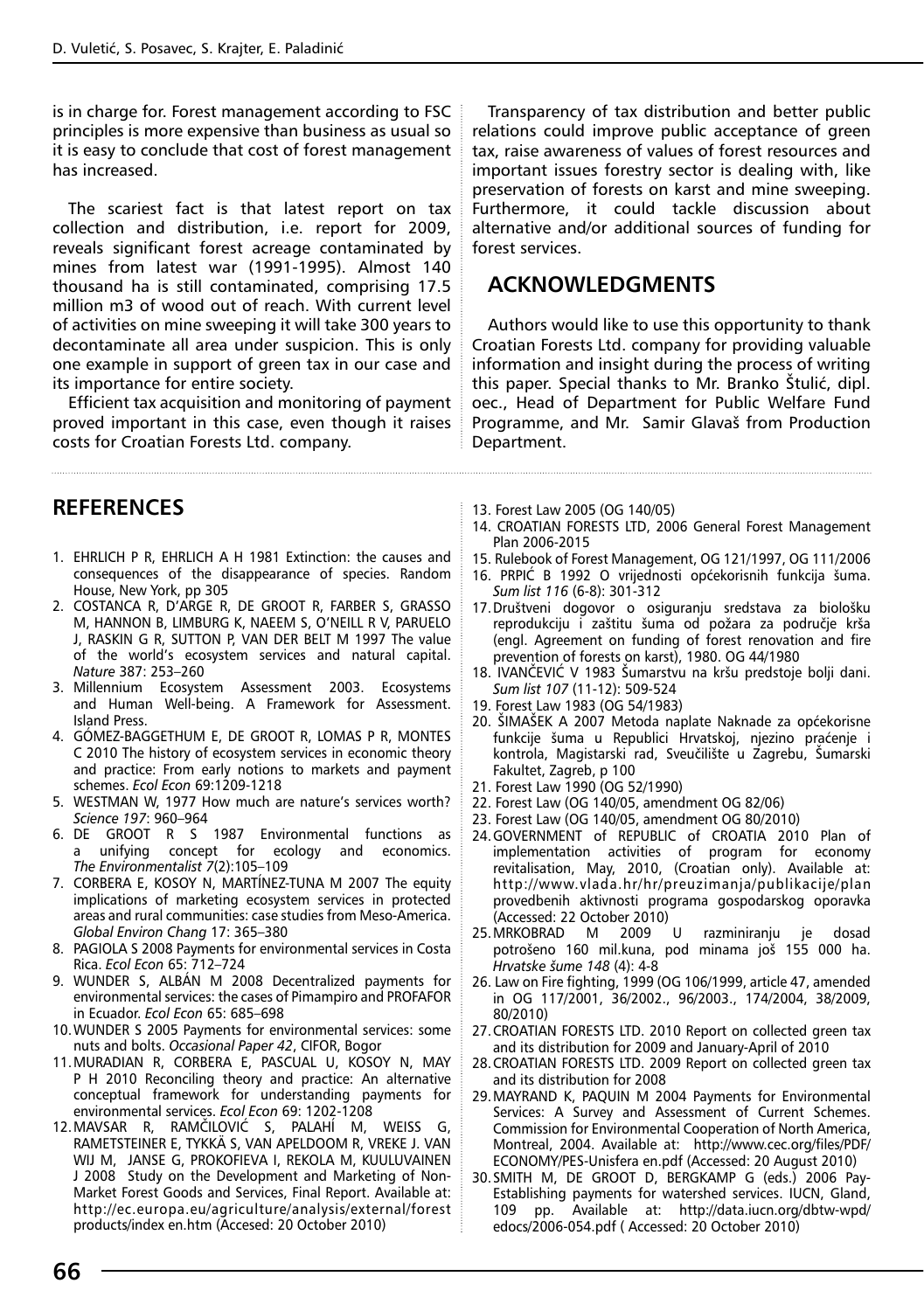is in charge for. Forest management according to FSC principles is more expensive than business as usual so it is easy to conclude that cost of forest management has increased.

The scariest fact is that latest report on tax collection and distribution, i.e. report for 2009, reveals significant forest acreage contaminated by mines from latest war (1991-1995). Almost 140 thousand ha is still contaminated, comprising 17.5 million m3 of wood out of reach. With current level of activities on mine sweeping it will take 300 years to decontaminate all area under suspicion. This is only one example in support of green tax in our case and its importance for entire society.

Efficient tax acquisition and monitoring of payment proved important in this case, even though it raises costs for Croatian Forests Ltd. company.

Transparency of tax distribution and better public relations could improve public acceptance of green tax, raise awareness of values of forest resources and important issues forestry sector is dealing with, like preservation of forests on karst and mine sweeping. Furthermore, it could tackle discussion about alternative and/or additional sources of funding for forest services.

## ACKNOWLEDGMENTS

Authors would like to use this opportunity to thank Croatian Forests Ltd. company for providing valuable information and insight during the process of writing this paper. Special thanks to Mr. Branko Štulić, dipl. oec., Head of Department for Public Welfare Fund Programme, and Mr. Samir Glavaš from Production Department.

## REFERENCES

1. EHRLICH P R, EHRLICH A H 1981 Extinction: the causes and consequences of the disappearance of species. Random House, New York, pp 305
2. COSTANCA R, D'ARGE R, DE GROOT R, FARBER S, GRASSO M, HANNON B, LIMBURG K, NAEEM S, O'NEILL R V, PARUELO J, RASKIN G R, SUTTON P, VAN DER BELT M 1997 The value of the world's ecosystem services and natural capital. *Nature* 387: 253–260
3. Millennium Ecosystem Assessment 2003. Ecosystems and Human Well-being. A Framework for Assessment. Island Press.
4. GÓMEZ-BAGGETHUM E, DE GROOT R, LOMAS P R, MONTES C 2010 The history of ecosystem services in economic theory and practice: From early notions to markets and payment schemes. *Ecol Econ* 69:1209-1218
5. WESTMAN W, 1977 How much are nature's services worth? *Science 197*: 960–964
6. DE GROOT R S 1987 Environmental functions as a unifying concept for ecology and economics. *The Environmentalist 7*(2):105–109
7. CORBERA E, KOSOY N, MARTÍNEZ-TUNA M 2007 The equity implications of marketing ecosystem services in protected areas and rural communities: case studies from Meso-America. *Global Environ Chang* 17: 365–380
8. PAGIOLA S 2008 Payments for environmental services in Costa Rica. *Ecol Econ* 65: 712–724
9. WUNDER S, ALBÁN M 2008 Decentralized payments for environmental services: the cases of Pimampiro and PROFAFOR in Ecuador. *Ecol Econ* 65: 685–698
10. WUNDER S 2005 Payments for environmental services: some nuts and bolts. *Occasional Paper 42*, CIFOR, Bogor
11. MURADIAN R, CORBERA E, PASCUAL U, KOSOY N, MAY P H 2010 Reconciling theory and practice: An alternative conceptual framework for understanding payments for environmental services. *Ecol Econ* 69: 1202-1208
12. MAVSAR R, RAMČILOVIĆ S, PALAHÍ M, WEISS G, RAMETSTEINER E, TYKKÄ S, VAN APELDOOM R, VREKE J. VAN WIJ M, JANSE G, PROKOFIEVA I, REKOLA M, KUULUVAINEN J 2008 Study on the Development and Marketing of Non-Market Forest Goods and Services, Final Report. Available at: http://ec.europa.eu/agriculture/analysis/external/forest products/index en.htm (Accesed: 20 October 2010)
13. Forest Law 2005 (OG 140/05)
14. CROATIAN FORESTS LTD, 2006 General Forest Management Plan 2006-2015
15. Rulebook of Forest Management, OG 121/1997, OG 111/2006
16. PRPIĆ B 1992 O vrijednosti općekorisnih funkcija šuma. *Sum list 116* (6-8): 301-312
17. Društveni dogovor o osiguranju sredstava za biološku reprodukciju i zaštitu šuma od požara za područje krša (engl. Agreement on funding of forest renovation and fire prevention of forests on karst), 1980. OG 44/1980
18. IVANČEVIĆ V 1983 Šumarstvu na kršu predstoje bolji dani. *Sum list 107* (11-12): 509-524
19. Forest Law 1983 (OG 54/1983)
20. ŠIMAŠEK A 2007 Metoda naplate Naknade za općekorisne funkcije šuma u Republici Hrvatskoj, njezino praćenje i kontrola, Magistarski rad, Sveučilište u Zagrebu, Šumarski Fakultet, Zagreb, p 100
21. Forest Law 1990 (OG 52/1990)
22. Forest Law (OG 140/05, amendment OG 82/06)
23. Forest Law (OG 140/05, amendment OG 80/2010)
24. GOVERNMENT OF REPUBLIC of CROATIA 2010 Plan of implementation activities of program for economy revitalisation, May, 2010, (Croatian only). Available at: http://www.vlada.hr/hr/preuzimanja/publikacije/plan provedbenih aktivnosti programa gospodarskog oporavka (Accessed: 22 October 2010)
25. MRKOBRAD M 2009 U razminiranju je dosad potrošeno 160 mil.kuna, pod minama još 155 000 ha. *Hrvatske šume 148* (4): 4-8
26. Law on Fire fighting, 1999 (OG 106/1999, article 47, amended in OG 117/2001, 36/2002., 96/2003., 174/2004, 38/2009, 80/2010)
27. CROATIAN FORESTS LTD. 2010 Report on collected green tax and its distribution for 2009 and January-April of 2010
28. CROATIAN FORESTS LTD. 2009 Report on collected green tax and its distribution for 2008
29. MAYRAND K, PAQUIN M 2004 Payments for Environmental Services: A Survey and Assessment of Current Schemes. Commission for Environmental Cooperation of North America, Montreal, 2004. Available at: http://www.cec.org/files/PDF/ECONOMY/PES-Unisfera en.pdf (Accessed: 20 August 2010)
30. SMITH M, DE GROOT D, BERGKAMP G (eds.) 2006 Pay-Establishing payments for watershed services. IUCN, Gland, 109 pp. Available at: http://data.iucn.org/dbtw-wpd/edocs/2006-054.pdf ( Accessed: 20 October 2010)